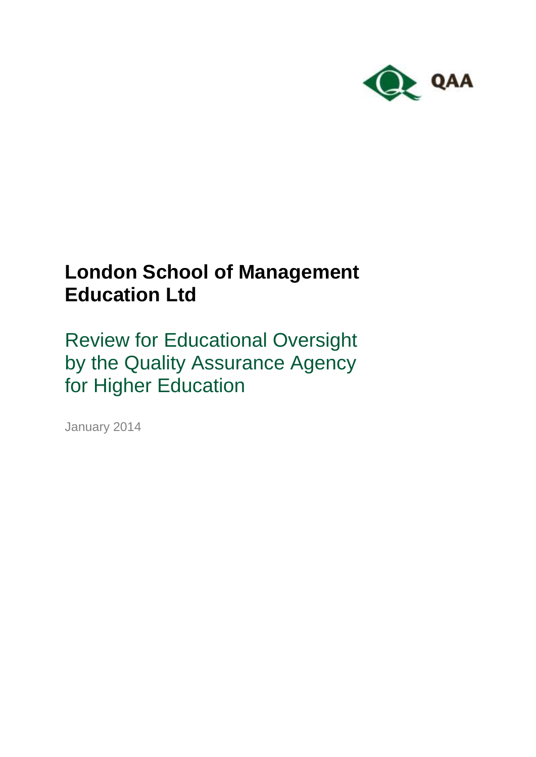QAA

# London School of Management Education Ltd

## Review for Educational Oversight by the Quality Assurance Agency for Higher Education

January 2014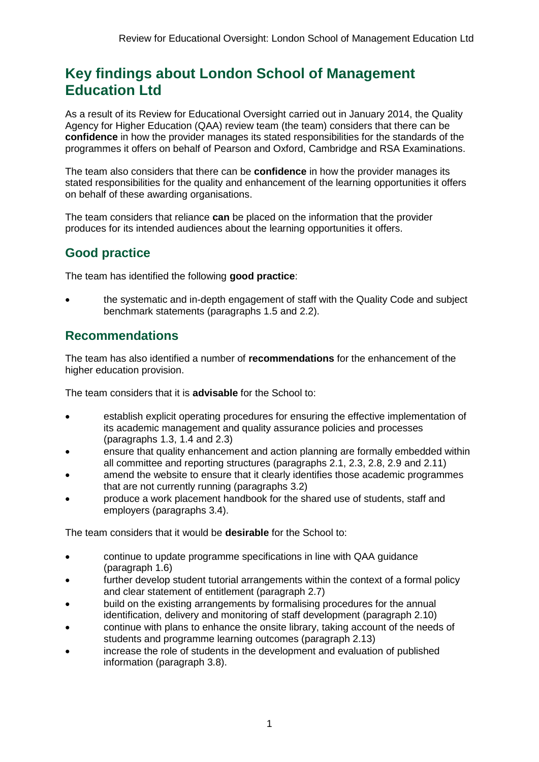# Key findings about London School of Management Education Ltd

As a result of its Review for Educational Oversight carried out in January 2014, the Quality Agency for Higher Education (QAA) review team (the team) considers that there can be **confidence** in how the provider manages its stated responsibilities for the standards of the programmes it offers on behalf of Pearson and Oxford, Cambridge and RSA Examinations.

The team also considers that there can be **confidence** in how the provider manages its stated responsibilities for the quality and enhancement of the learning opportunities it offers on behalf of these awarding organisations.

The team considers that reliance **can** be placed on the information that the provider produces for its intended audiences about the learning opportunities it offers.

## Good practice

The team has identified the following **good practice**:

- the systematic and in-depth engagement of staff with the Quality Code and subject benchmark statements (paragraphs 1.5 and 2.2).

## Recommendations

The team has also identified a number of **recommendations** for the enhancement of the higher education provision.

The team considers that it is **advisable** for the School to:

- establish explicit operating procedures for ensuring the effective implementation of its academic management and quality assurance policies and processes (paragraphs 1.3, 1.4 and 2.3)
- ensure that quality enhancement and action planning are formally embedded within all committee and reporting structures (paragraphs 2.1, 2.3, 2.8, 2.9 and 2.11)
- amend the website to ensure that it clearly identifies those academic programmes that are not currently running (paragraphs 3.2)
- produce a work placement handbook for the shared use of students, staff and employers (paragraphs 3.4).

The team considers that it would be **desirable** for the School to:

- continue to update programme specifications in line with QAA guidance (paragraph 1.6)
- further develop student tutorial arrangements within the context of a formal policy and clear statement of entitlement (paragraph 2.7)
- build on the existing arrangements by formalising procedures for the annual identification, delivery and monitoring of staff development (paragraph 2.10)
- continue with plans to enhance the onsite library, taking account of the needs of students and programme learning outcomes (paragraph 2.13)
- increase the role of students in the development and evaluation of published information (paragraph 3.8).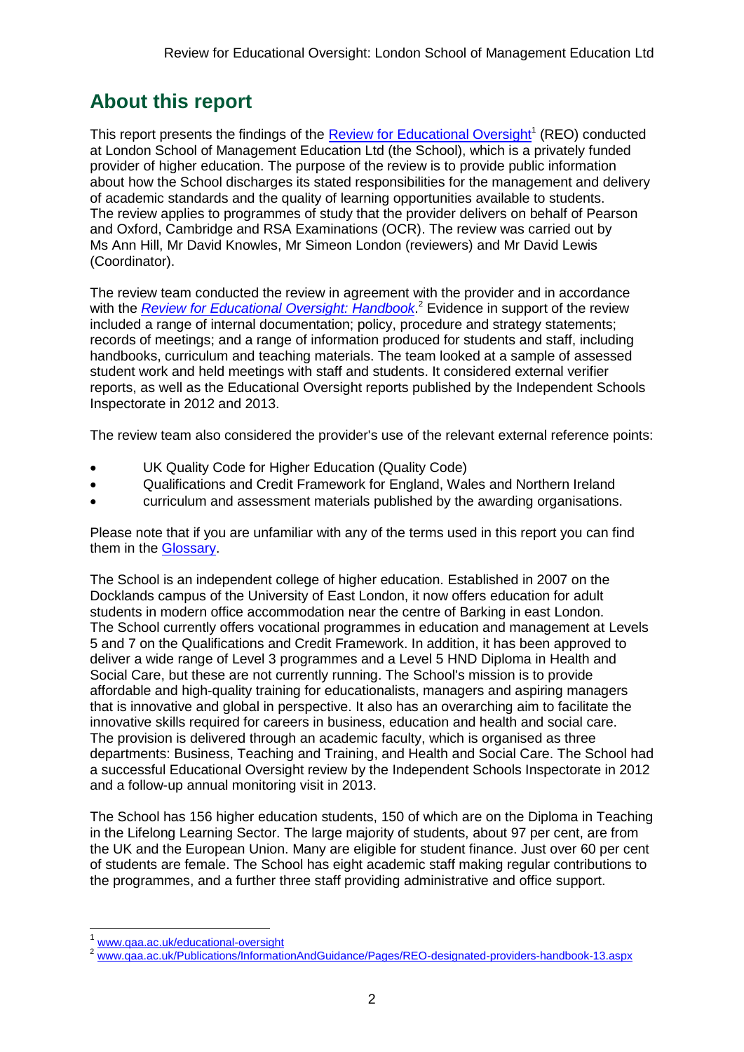## About this report

This report presents the findings of the Review for Educational Oversight[1] (REO) conducted at London School of Management Education Ltd (the School), which is a privately funded provider of higher education. The purpose of the review is to provide public information about how the School discharges its stated responsibilities for the management and delivery of academic standards and the quality of learning opportunities available to students. The review applies to programmes of study that the provider delivers on behalf of Pearson and Oxford, Cambridge and RSA Examinations (OCR). The review was carried out by Ms Ann Hill, Mr David Knowles, Mr Simeon London (reviewers) and Mr David Lewis (Coordinator).

The review team conducted the review in agreement with the provider and in accordance with the *Review for Educational Oversight: Handbook*.[2] Evidence in support of the review included a range of internal documentation; policy, procedure and strategy statements; records of meetings; and a range of information produced for students and staff, including handbooks, curriculum and teaching materials. The team looked at a sample of assessed student work and held meetings with staff and students. It considered external verifier reports, as well as the Educational Oversight reports published by the Independent Schools Inspectorate in 2012 and 2013.

The review team also considered the provider's use of the relevant external reference points:

- UK Quality Code for Higher Education (Quality Code)
- Qualifications and Credit Framework for England, Wales and Northern Ireland
- curriculum and assessment materials published by the awarding organisations.

Please note that if you are unfamiliar with any of the terms used in this report you can find them in the Glossary.

The School is an independent college of higher education. Established in 2007 on the Docklands campus of the University of East London, it now offers education for adult students in modern office accommodation near the centre of Barking in east London. The School currently offers vocational programmes in education and management at Levels 5 and 7 on the Qualifications and Credit Framework. In addition, it has been approved to deliver a wide range of Level 3 programmes and a Level 5 HND Diploma in Health and Social Care, but these are not currently running. The School's mission is to provide affordable and high-quality training for educationalists, managers and aspiring managers that is innovative and global in perspective. It also has an overarching aim to facilitate the innovative skills required for careers in business, education and health and social care. The provision is delivered through an academic faculty, which is organised as three departments: Business, Teaching and Training, and Health and Social Care. The School had a successful Educational Oversight review by the Independent Schools Inspectorate in 2012 and a follow-up annual monitoring visit in 2013.

The School has 156 higher education students, 150 of which are on the Diploma in Teaching in the Lifelong Learning Sector. The large majority of students, about 97 per cent, are from the UK and the European Union. Many are eligible for student finance. Just over 60 per cent of students are female. The School has eight academic staff making regular contributions to the programmes, and a further three staff providing administrative and office support.

[1] www.qaa.ac.uk/educational-oversight

[2] www.qaa.ac.uk/Publications/InformationAndGuidance/Pages/REO-designated-providers-handbook-13.aspx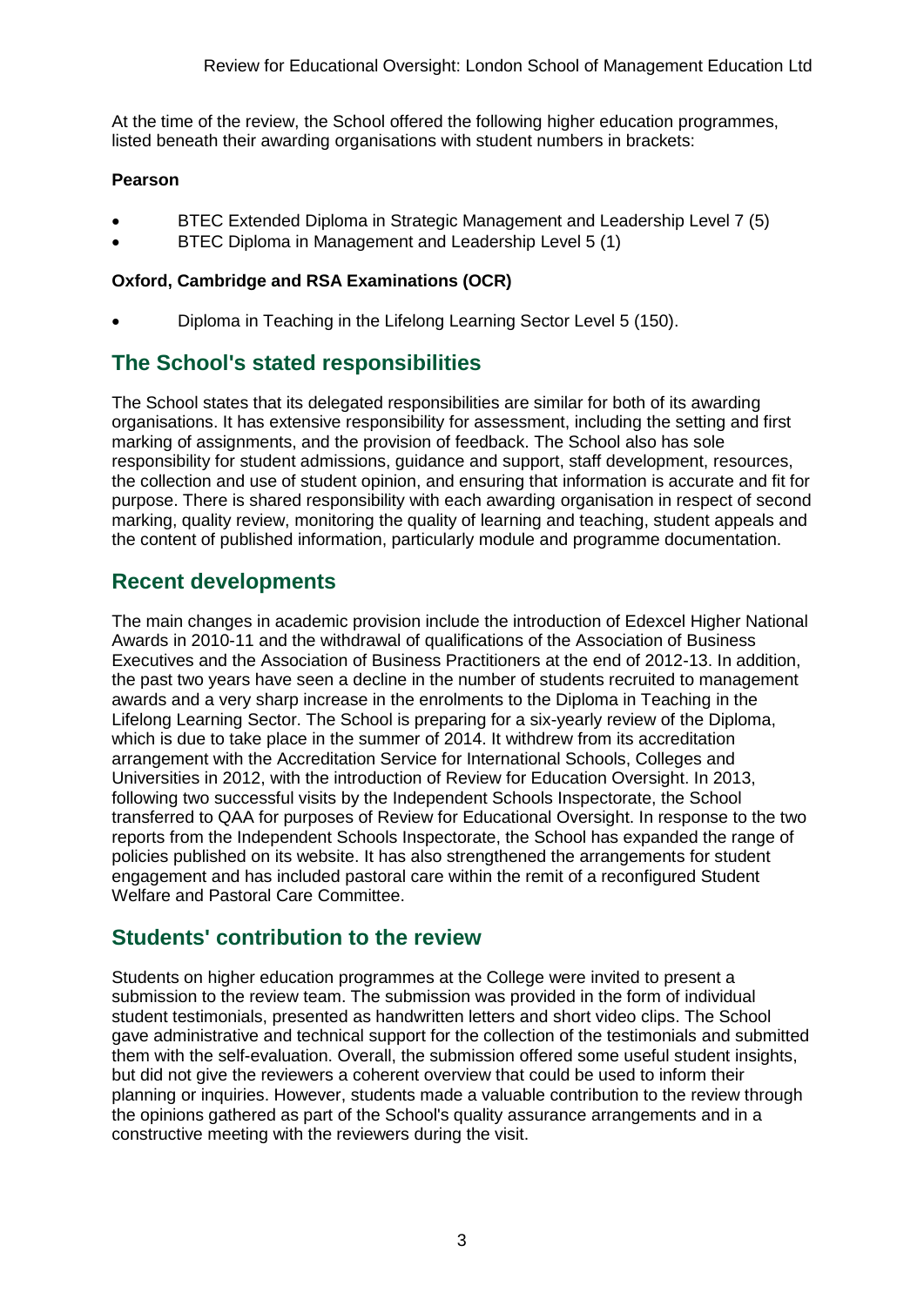At the time of the review, the School offered the following higher education programmes, listed beneath their awarding organisations with student numbers in brackets:

**Pearson**

- BTEC Extended Diploma in Strategic Management and Leadership Level 7 (5)
- BTEC Diploma in Management and Leadership Level 5 (1)

**Oxford, Cambridge and RSA Examinations (OCR)**

- Diploma in Teaching in the Lifelong Learning Sector Level 5 (150).

## The School's stated responsibilities

The School states that its delegated responsibilities are similar for both of its awarding organisations. It has extensive responsibility for assessment, including the setting and first marking of assignments, and the provision of feedback. The School also has sole responsibility for student admissions, guidance and support, staff development, resources, the collection and use of student opinion, and ensuring that information is accurate and fit for purpose. There is shared responsibility with each awarding organisation in respect of second marking, quality review, monitoring the quality of learning and teaching, student appeals and the content of published information, particularly module and programme documentation.

## Recent developments

The main changes in academic provision include the introduction of Edexcel Higher National Awards in 2010-11 and the withdrawal of qualifications of the Association of Business Executives and the Association of Business Practitioners at the end of 2012-13. In addition, the past two years have seen a decline in the number of students recruited to management awards and a very sharp increase in the enrolments to the Diploma in Teaching in the Lifelong Learning Sector. The School is preparing for a six-yearly review of the Diploma, which is due to take place in the summer of 2014. It withdrew from its accreditation arrangement with the Accreditation Service for International Schools, Colleges and Universities in 2012, with the introduction of Review for Education Oversight. In 2013, following two successful visits by the Independent Schools Inspectorate, the School transferred to QAA for purposes of Review for Educational Oversight. In response to the two reports from the Independent Schools Inspectorate, the School has expanded the range of policies published on its website. It has also strengthened the arrangements for student engagement and has included pastoral care within the remit of a reconfigured Student Welfare and Pastoral Care Committee.

## Students' contribution to the review

Students on higher education programmes at the College were invited to present a submission to the review team. The submission was provided in the form of individual student testimonials, presented as handwritten letters and short video clips. The School gave administrative and technical support for the collection of the testimonials and submitted them with the self-evaluation. Overall, the submission offered some useful student insights, but did not give the reviewers a coherent overview that could be used to inform their planning or inquiries. However, students made a valuable contribution to the review through the opinions gathered as part of the School's quality assurance arrangements and in a constructive meeting with the reviewers during the visit.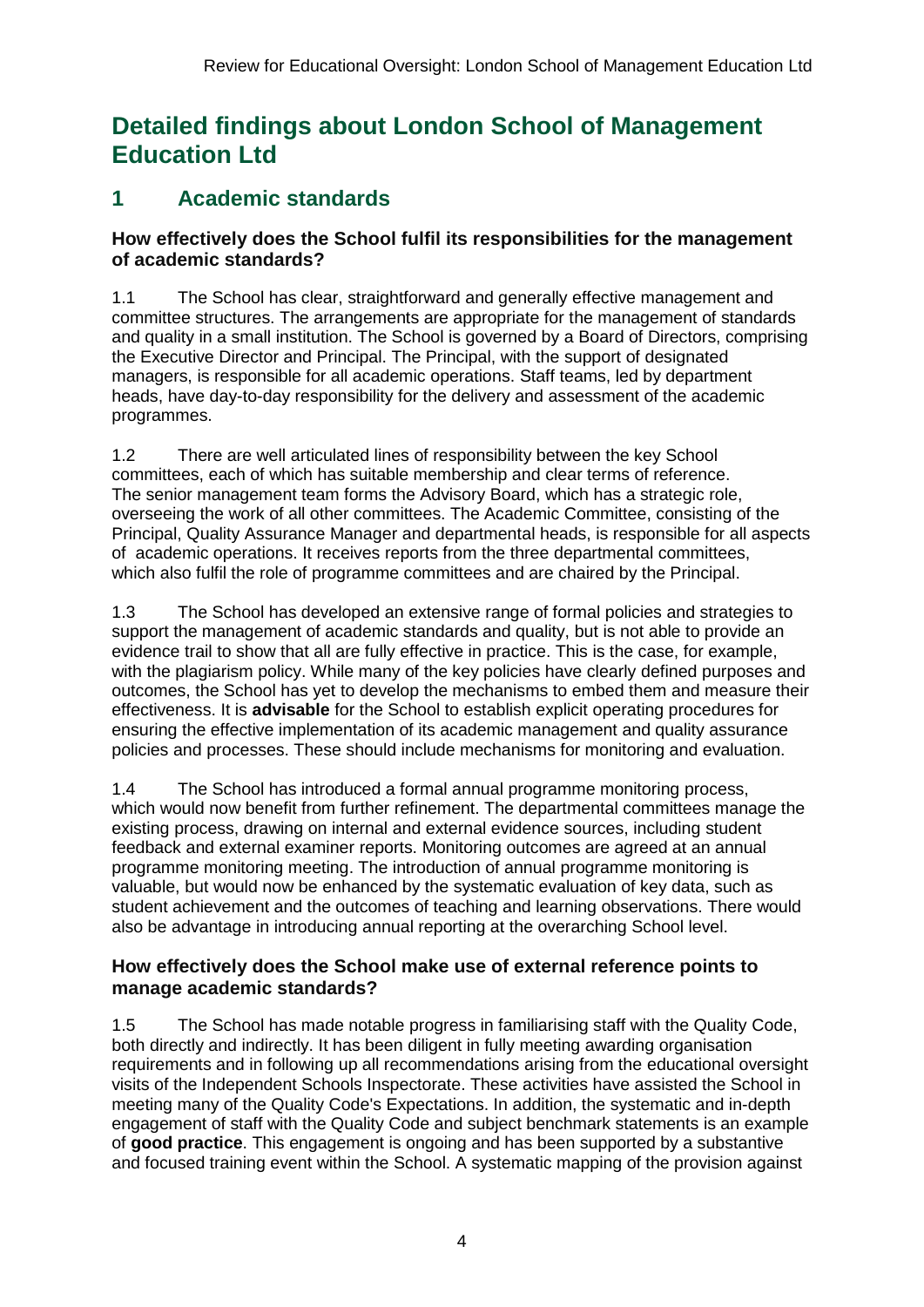# Detailed findings about London School of Management Education Ltd

## 1 Academic standards

### How effectively does the School fulfil its responsibilities for the management of academic standards?

1.1 The School has clear, straightforward and generally effective management and committee structures. The arrangements are appropriate for the management of standards and quality in a small institution. The School is governed by a Board of Directors, comprising the Executive Director and Principal. The Principal, with the support of designated managers, is responsible for all academic operations. Staff teams, led by department heads, have day-to-day responsibility for the delivery and assessment of the academic programmes.

1.2 There are well articulated lines of responsibility between the key School committees, each of which has suitable membership and clear terms of reference. The senior management team forms the Advisory Board, which has a strategic role, overseeing the work of all other committees. The Academic Committee, consisting of the Principal, Quality Assurance Manager and departmental heads, is responsible for all aspects of academic operations. It receives reports from the three departmental committees, which also fulfil the role of programme committees and are chaired by the Principal.

1.3 The School has developed an extensive range of formal policies and strategies to support the management of academic standards and quality, but is not able to provide an evidence trail to show that all are fully effective in practice. This is the case, for example, with the plagiarism policy. While many of the key policies have clearly defined purposes and outcomes, the School has yet to develop the mechanisms to embed them and measure their effectiveness. It is **advisable** for the School to establish explicit operating procedures for ensuring the effective implementation of its academic management and quality assurance policies and processes. These should include mechanisms for monitoring and evaluation.

1.4 The School has introduced a formal annual programme monitoring process, which would now benefit from further refinement. The departmental committees manage the existing process, drawing on internal and external evidence sources, including student feedback and external examiner reports. Monitoring outcomes are agreed at an annual programme monitoring meeting. The introduction of annual programme monitoring is valuable, but would now be enhanced by the systematic evaluation of key data, such as student achievement and the outcomes of teaching and learning observations. There would also be advantage in introducing annual reporting at the overarching School level.

### How effectively does the School make use of external reference points to manage academic standards?

1.5 The School has made notable progress in familiarising staff with the Quality Code, both directly and indirectly. It has been diligent in fully meeting awarding organisation requirements and in following up all recommendations arising from the educational oversight visits of the Independent Schools Inspectorate. These activities have assisted the School in meeting many of the Quality Code's Expectations. In addition, the systematic and in-depth engagement of staff with the Quality Code and subject benchmark statements is an example of **good practice**. This engagement is ongoing and has been supported by a substantive and focused training event within the School. A systematic mapping of the provision against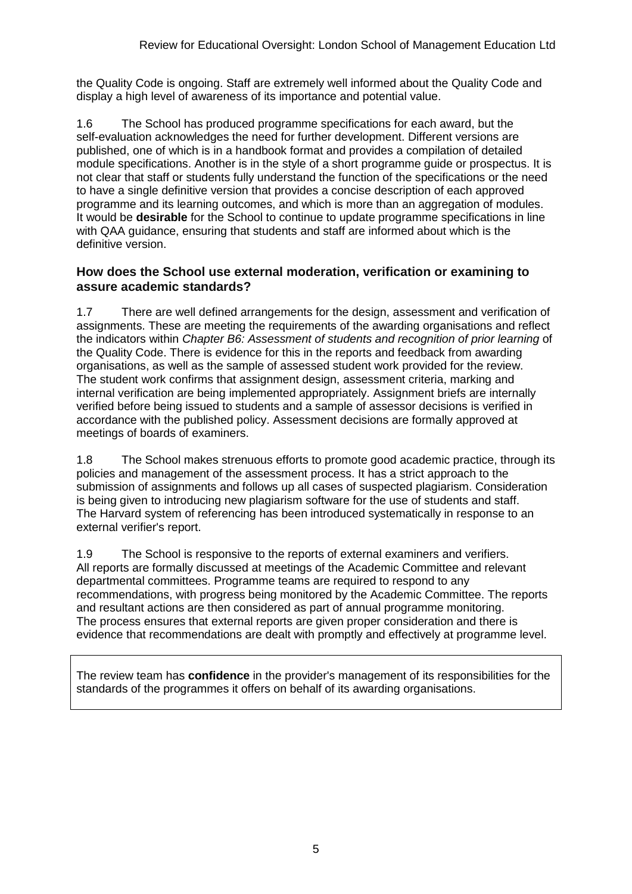the Quality Code is ongoing. Staff are extremely well informed about the Quality Code and display a high level of awareness of its importance and potential value.

1.6 The School has produced programme specifications for each award, but the self-evaluation acknowledges the need for further development. Different versions are published, one of which is in a handbook format and provides a compilation of detailed module specifications. Another is in the style of a short programme guide or prospectus. It is not clear that staff or students fully understand the function of the specifications or the need to have a single definitive version that provides a concise description of each approved programme and its learning outcomes, and which is more than an aggregation of modules. It would be **desirable** for the School to continue to update programme specifications in line with QAA guidance, ensuring that students and staff are informed about which is the definitive version.

### How does the School use external moderation, verification or examining to assure academic standards?

1.7 There are well defined arrangements for the design, assessment and verification of assignments. These are meeting the requirements of the awarding organisations and reflect the indicators within *Chapter B6: Assessment of students and recognition of prior learning* of the Quality Code. There is evidence for this in the reports and feedback from awarding organisations, as well as the sample of assessed student work provided for the review. The student work confirms that assignment design, assessment criteria, marking and internal verification are being implemented appropriately. Assignment briefs are internally verified before being issued to students and a sample of assessor decisions is verified in accordance with the published policy. Assessment decisions are formally approved at meetings of boards of examiners.

1.8 The School makes strenuous efforts to promote good academic practice, through its policies and management of the assessment process. It has a strict approach to the submission of assignments and follows up all cases of suspected plagiarism. Consideration is being given to introducing new plagiarism software for the use of students and staff. The Harvard system of referencing has been introduced systematically in response to an external verifier's report.

1.9 The School is responsive to the reports of external examiners and verifiers. All reports are formally discussed at meetings of the Academic Committee and relevant departmental committees. Programme teams are required to respond to any recommendations, with progress being monitored by the Academic Committee. The reports and resultant actions are then considered as part of annual programme monitoring. The process ensures that external reports are given proper consideration and there is evidence that recommendations are dealt with promptly and effectively at programme level.

The review team has **confidence** in the provider's management of its responsibilities for the standards of the programmes it offers on behalf of its awarding organisations.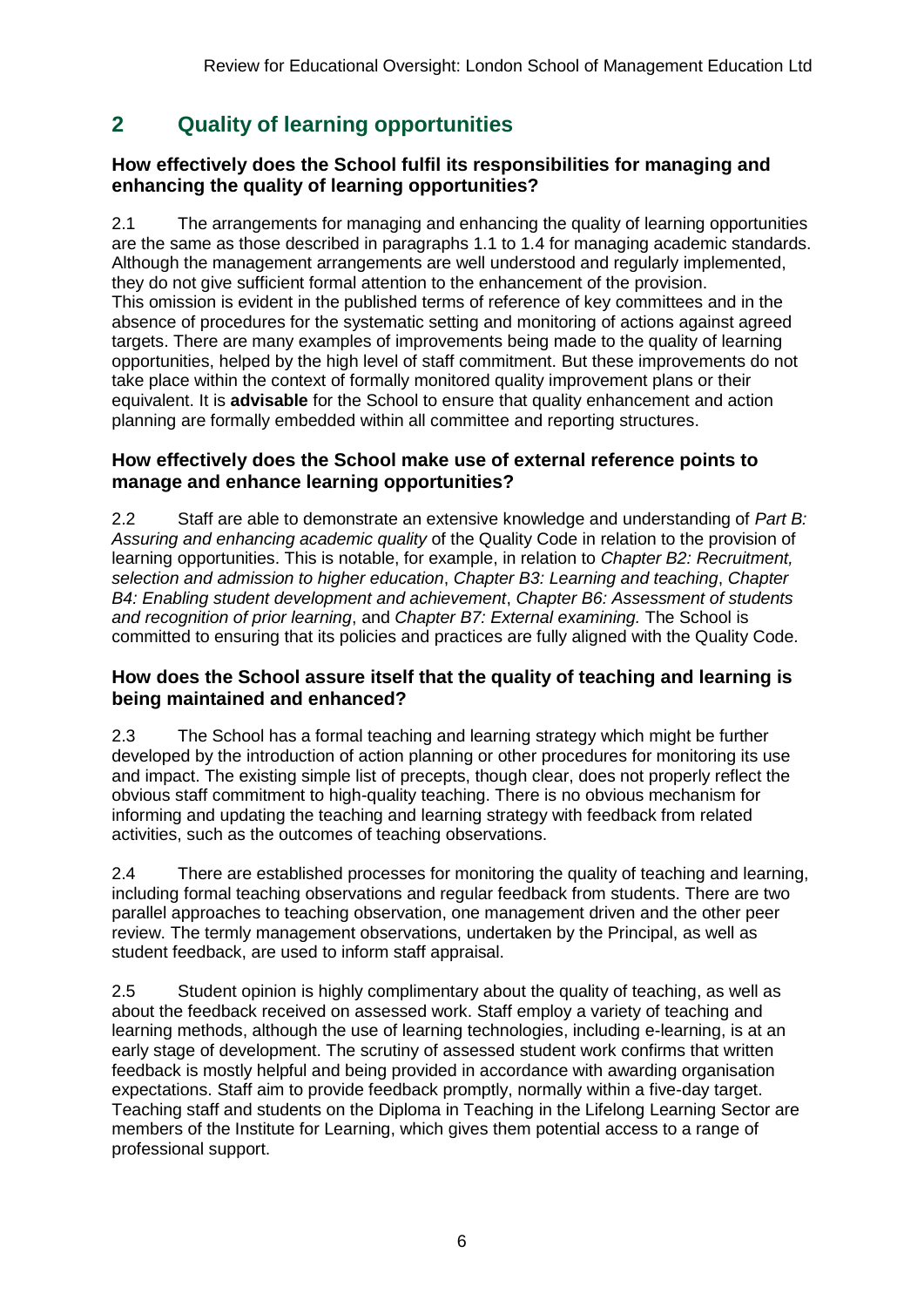## 2 Quality of learning opportunities

### How effectively does the School fulfil its responsibilities for managing and enhancing the quality of learning opportunities?

2.1 The arrangements for managing and enhancing the quality of learning opportunities are the same as those described in paragraphs 1.1 to 1.4 for managing academic standards. Although the management arrangements are well understood and regularly implemented, they do not give sufficient formal attention to the enhancement of the provision. This omission is evident in the published terms of reference of key committees and in the absence of procedures for the systematic setting and monitoring of actions against agreed targets. There are many examples of improvements being made to the quality of learning opportunities, helped by the high level of staff commitment. But these improvements do not take place within the context of formally monitored quality improvement plans or their equivalent. It is **advisable** for the School to ensure that quality enhancement and action planning are formally embedded within all committee and reporting structures.

### How effectively does the School make use of external reference points to manage and enhance learning opportunities?

2.2 Staff are able to demonstrate an extensive knowledge and understanding of *Part B: Assuring and enhancing academic quality* of the Quality Code in relation to the provision of learning opportunities. This is notable, for example, in relation to *Chapter B2: Recruitment, selection and admission to higher education*, *Chapter B3: Learning and teaching*, *Chapter B4: Enabling student development and achievement*, *Chapter B6: Assessment of students and recognition of prior learning*, and *Chapter B7: External examining.* The School is committed to ensuring that its policies and practices are fully aligned with the Quality Code.

### How does the School assure itself that the quality of teaching and learning is being maintained and enhanced?

2.3 The School has a formal teaching and learning strategy which might be further developed by the introduction of action planning or other procedures for monitoring its use and impact. The existing simple list of precepts, though clear, does not properly reflect the obvious staff commitment to high-quality teaching. There is no obvious mechanism for informing and updating the teaching and learning strategy with feedback from related activities, such as the outcomes of teaching observations.

2.4 There are established processes for monitoring the quality of teaching and learning, including formal teaching observations and regular feedback from students. There are two parallel approaches to teaching observation, one management driven and the other peer review. The termly management observations, undertaken by the Principal, as well as student feedback, are used to inform staff appraisal.

2.5 Student opinion is highly complimentary about the quality of teaching, as well as about the feedback received on assessed work. Staff employ a variety of teaching and learning methods, although the use of learning technologies, including e-learning, is at an early stage of development. The scrutiny of assessed student work confirms that written feedback is mostly helpful and being provided in accordance with awarding organisation expectations. Staff aim to provide feedback promptly, normally within a five-day target. Teaching staff and students on the Diploma in Teaching in the Lifelong Learning Sector are members of the Institute for Learning, which gives them potential access to a range of professional support.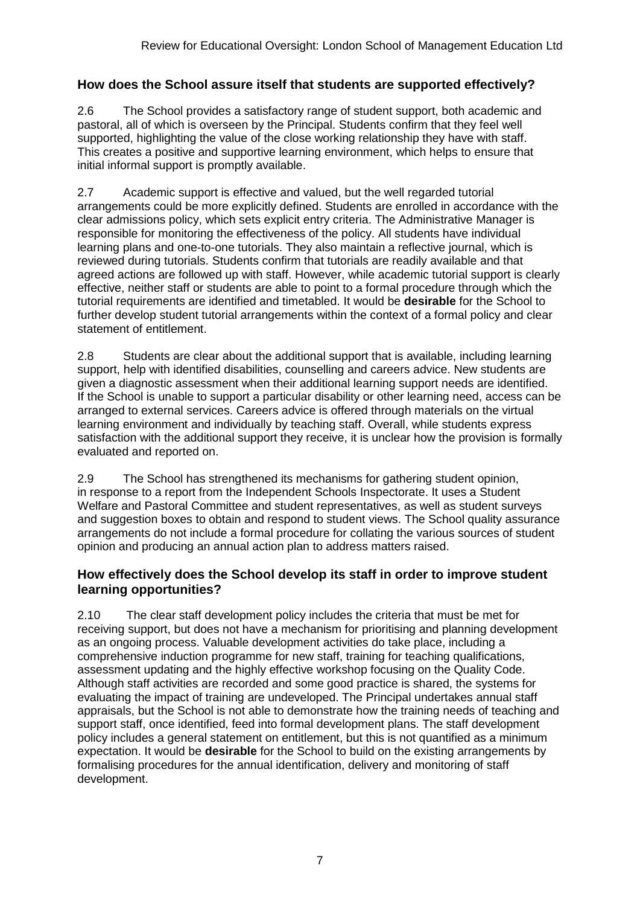### How does the School assure itself that students are supported effectively?

2.6 The School provides a satisfactory range of student support, both academic and pastoral, all of which is overseen by the Principal. Students confirm that they feel well supported, highlighting the value of the close working relationship they have with staff. This creates a positive and supportive learning environment, which helps to ensure that initial informal support is promptly available.

2.7 Academic support is effective and valued, but the well regarded tutorial arrangements could be more explicitly defined. Students are enrolled in accordance with the clear admissions policy, which sets explicit entry criteria. The Administrative Manager is responsible for monitoring the effectiveness of the policy. All students have individual learning plans and one-to-one tutorials. They also maintain a reflective journal, which is reviewed during tutorials. Students confirm that tutorials are readily available and that agreed actions are followed up with staff. However, while academic tutorial support is clearly effective, neither staff or students are able to point to a formal procedure through which the tutorial requirements are identified and timetabled. It would be **desirable** for the School to further develop student tutorial arrangements within the context of a formal policy and clear statement of entitlement.

2.8 Students are clear about the additional support that is available, including learning support, help with identified disabilities, counselling and careers advice. New students are given a diagnostic assessment when their additional learning support needs are identified. If the School is unable to support a particular disability or other learning need, access can be arranged to external services. Careers advice is offered through materials on the virtual learning environment and individually by teaching staff. Overall, while students express satisfaction with the additional support they receive, it is unclear how the provision is formally evaluated and reported on.

2.9 The School has strengthened its mechanisms for gathering student opinion, in response to a report from the Independent Schools Inspectorate. It uses a Student Welfare and Pastoral Committee and student representatives, as well as student surveys and suggestion boxes to obtain and respond to student views. The School quality assurance arrangements do not include a formal procedure for collating the various sources of student opinion and producing an annual action plan to address matters raised.

### How effectively does the School develop its staff in order to improve student learning opportunities?

2.10 The clear staff development policy includes the criteria that must be met for receiving support, but does not have a mechanism for prioritising and planning development as an ongoing process. Valuable development activities do take place, including a comprehensive induction programme for new staff, training for teaching qualifications, assessment updating and the highly effective workshop focusing on the Quality Code. Although staff activities are recorded and some good practice is shared, the systems for evaluating the impact of training are undeveloped. The Principal undertakes annual staff appraisals, but the School is not able to demonstrate how the training needs of teaching and support staff, once identified, feed into formal development plans. The staff development policy includes a general statement on entitlement, but this is not quantified as a minimum expectation. It would be **desirable** for the School to build on the existing arrangements by formalising procedures for the annual identification, delivery and monitoring of staff development.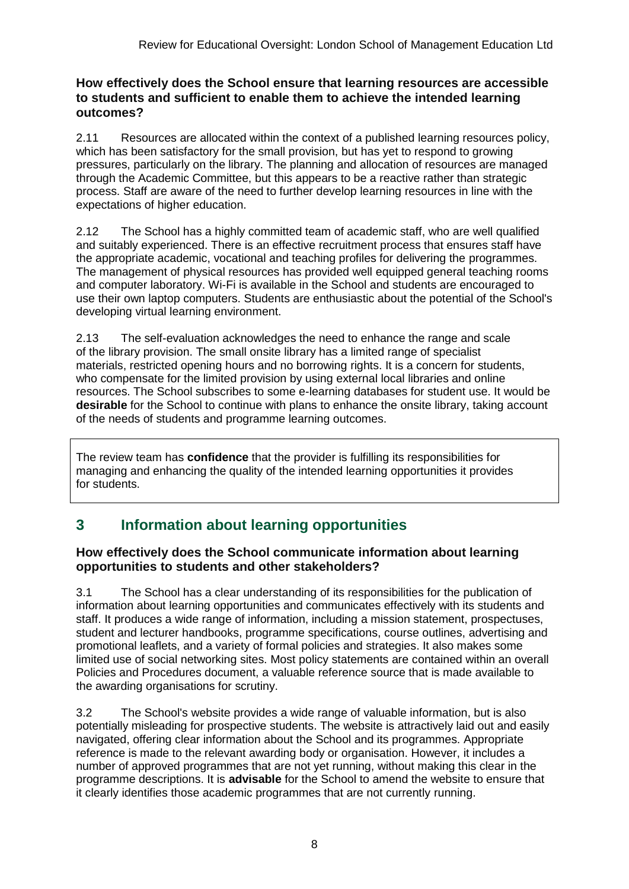### How effectively does the School ensure that learning resources are accessible to students and sufficient to enable them to achieve the intended learning outcomes?

2.11 Resources are allocated within the context of a published learning resources policy, which has been satisfactory for the small provision, but has yet to respond to growing pressures, particularly on the library. The planning and allocation of resources are managed through the Academic Committee, but this appears to be a reactive rather than strategic process. Staff are aware of the need to further develop learning resources in line with the expectations of higher education.

2.12 The School has a highly committed team of academic staff, who are well qualified and suitably experienced. There is an effective recruitment process that ensures staff have the appropriate academic, vocational and teaching profiles for delivering the programmes. The management of physical resources has provided well equipped general teaching rooms and computer laboratory. Wi-Fi is available in the School and students are encouraged to use their own laptop computers. Students are enthusiastic about the potential of the School's developing virtual learning environment.

2.13 The self-evaluation acknowledges the need to enhance the range and scale of the library provision. The small onsite library has a limited range of specialist materials, restricted opening hours and no borrowing rights. It is a concern for students, who compensate for the limited provision by using external local libraries and online resources. The School subscribes to some e-learning databases for student use. It would be **desirable** for the School to continue with plans to enhance the onsite library, taking account of the needs of students and programme learning outcomes.

The review team has **confidence** that the provider is fulfilling its responsibilities for managing and enhancing the quality of the intended learning opportunities it provides for students.

## 3 Information about learning opportunities

### How effectively does the School communicate information about learning opportunities to students and other stakeholders?

3.1 The School has a clear understanding of its responsibilities for the publication of information about learning opportunities and communicates effectively with its students and staff. It produces a wide range of information, including a mission statement, prospectuses, student and lecturer handbooks, programme specifications, course outlines, advertising and promotional leaflets, and a variety of formal policies and strategies. It also makes some limited use of social networking sites. Most policy statements are contained within an overall Policies and Procedures document, a valuable reference source that is made available to the awarding organisations for scrutiny.

3.2 The School's website provides a wide range of valuable information, but is also potentially misleading for prospective students. The website is attractively laid out and easily navigated, offering clear information about the School and its programmes. Appropriate reference is made to the relevant awarding body or organisation. However, it includes a number of approved programmes that are not yet running, without making this clear in the programme descriptions. It is **advisable** for the School to amend the website to ensure that it clearly identifies those academic programmes that are not currently running.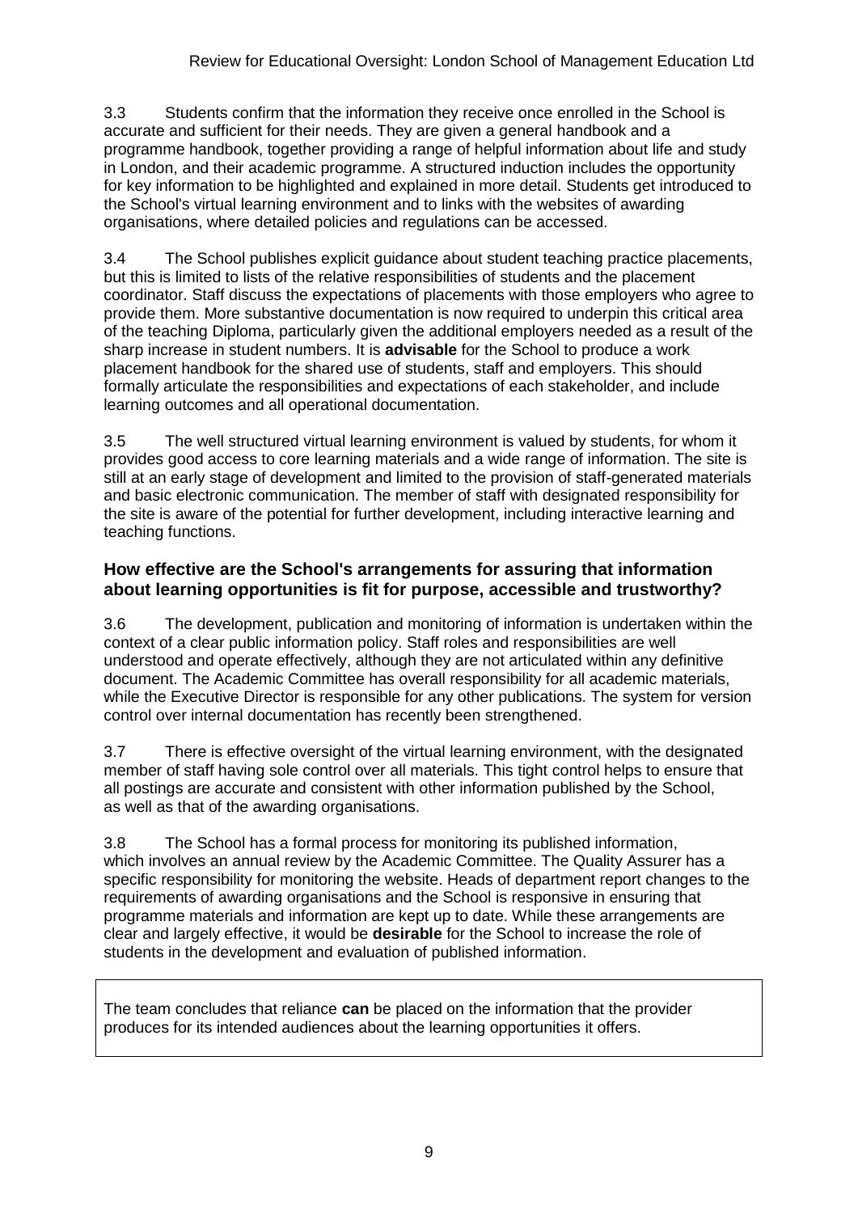3.3 Students confirm that the information they receive once enrolled in the School is accurate and sufficient for their needs. They are given a general handbook and a programme handbook, together providing a range of helpful information about life and study in London, and their academic programme. A structured induction includes the opportunity for key information to be highlighted and explained in more detail. Students get introduced to the School's virtual learning environment and to links with the websites of awarding organisations, where detailed policies and regulations can be accessed.

3.4 The School publishes explicit guidance about student teaching practice placements, but this is limited to lists of the relative responsibilities of students and the placement coordinator. Staff discuss the expectations of placements with those employers who agree to provide them. More substantive documentation is now required to underpin this critical area of the teaching Diploma, particularly given the additional employers needed as a result of the sharp increase in student numbers. It is **advisable** for the School to produce a work placement handbook for the shared use of students, staff and employers. This should formally articulate the responsibilities and expectations of each stakeholder, and include learning outcomes and all operational documentation.

3.5 The well structured virtual learning environment is valued by students, for whom it provides good access to core learning materials and a wide range of information. The site is still at an early stage of development and limited to the provision of staff-generated materials and basic electronic communication. The member of staff with designated responsibility for the site is aware of the potential for further development, including interactive learning and teaching functions.

### How effective are the School's arrangements for assuring that information about learning opportunities is fit for purpose, accessible and trustworthy?

3.6 The development, publication and monitoring of information is undertaken within the context of a clear public information policy. Staff roles and responsibilities are well understood and operate effectively, although they are not articulated within any definitive document. The Academic Committee has overall responsibility for all academic materials, while the Executive Director is responsible for any other publications. The system for version control over internal documentation has recently been strengthened.

3.7 There is effective oversight of the virtual learning environment, with the designated member of staff having sole control over all materials. This tight control helps to ensure that all postings are accurate and consistent with other information published by the School, as well as that of the awarding organisations.

3.8 The School has a formal process for monitoring its published information, which involves an annual review by the Academic Committee. The Quality Assurer has a specific responsibility for monitoring the website. Heads of department report changes to the requirements of awarding organisations and the School is responsive in ensuring that programme materials and information are kept up to date. While these arrangements are clear and largely effective, it would be **desirable** for the School to increase the role of students in the development and evaluation of published information.

The team concludes that reliance **can** be placed on the information that the provider produces for its intended audiences about the learning opportunities it offers.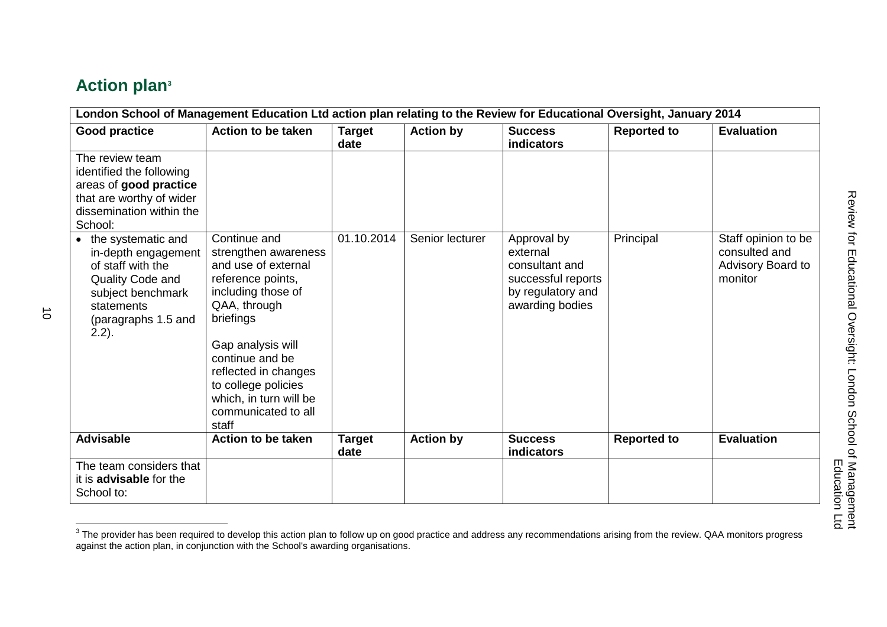## Action plan[3]

| London School of Management Education Ltd action plan relating to the Review for Educational Oversight, January 2014 | | | | | | |
|---|---|---|---|---|---|---|
| **Good practice** | **Action to be taken** | **Target date** | **Action by** | **Success indicators** | **Reported to** | **Evaluation** |
| The review team identified the following areas of **good practice** that are worthy of wider dissemination within the School: | | | | | | |
| • the systematic and in-depth engagement of staff with the Quality Code and subject benchmark statements (paragraphs 1.5 and 2.2). | Continue and strengthen awareness and use of external reference points, including those of QAA, through briefings<br><br>Gap analysis will continue and be reflected in changes to college policies which, in turn will be communicated to all staff | 01.10.2014 | Senior lecturer | Approval by external consultant and successful reports by regulatory and awarding bodies | Principal | Staff opinion to be consulted and Advisory Board to monitor |
| **Advisable** | **Action to be taken** | **Target date** | **Action by** | **Success indicators** | **Reported to** | **Evaluation** |
| The team considers that it is **advisable** for the School to: | | | | | | |

[3] The provider has been required to develop this action plan to follow up on good practice and address any recommendations arising from the review. QAA monitors progress against the action plan, in conjunction with the School's awarding organisations.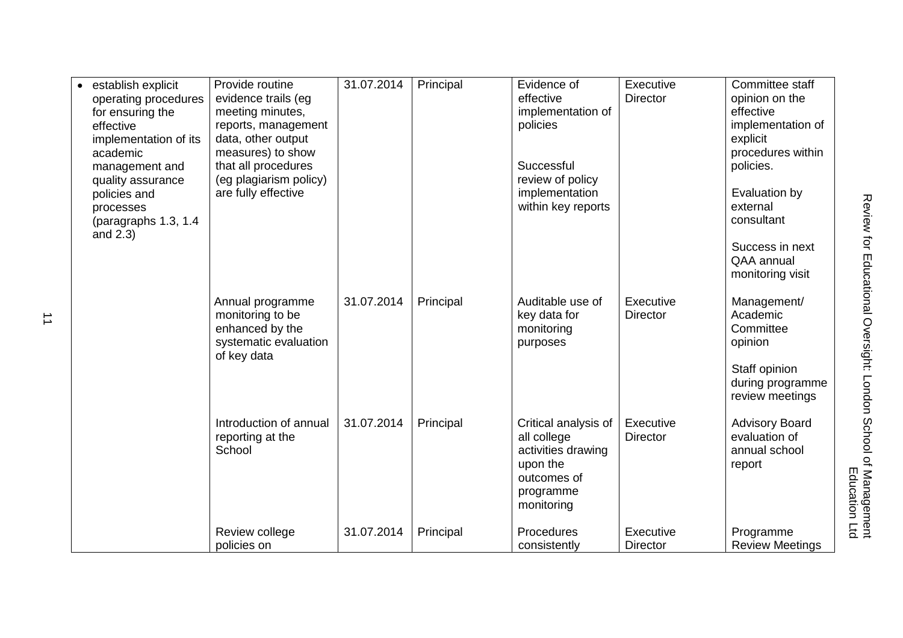| | | | | | | |
|---|---|---|---|---|---|---|
| • establish explicit operating procedures for ensuring the effective implementation of its academic management and quality assurance policies and processes (paragraphs 1.3, 1.4 and 2.3) | Provide routine evidence trails (eg meeting minutes, reports, management data, other output measures) to show that all procedures (eg plagiarism policy) are fully effective | 31.07.2014 | Principal | Evidence of effective implementation of policies<br><br>Successful review of policy implementation within key reports | Executive Director | Committee staff opinion on the effective implementation of explicit procedures within policies.<br><br>Evaluation by external consultant<br><br>Success in next QAA annual monitoring visit |
| | Annual programme monitoring to be enhanced by the systematic evaluation of key data | 31.07.2014 | Principal | Auditable use of key data for monitoring purposes | Executive Director | Management/ Academic Committee opinion<br><br>Staff opinion during programme review meetings |
| | Introduction of annual reporting at the School | 31.07.2014 | Principal | Critical analysis of all college activities drawing upon the outcomes of programme monitoring | Executive Director | Advisory Board evaluation of annual school report |
| | Review college policies on | 31.07.2014 | Principal | Procedures consistently | Executive Director | Programme Review Meetings |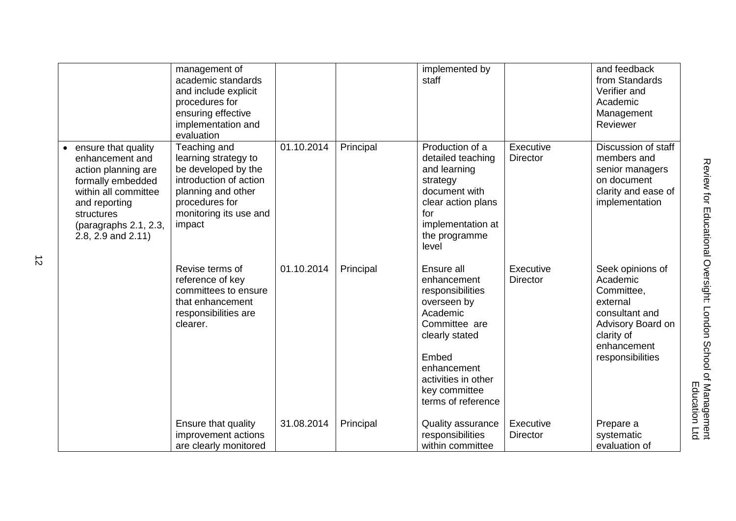| | management of academic standards and include explicit procedures for ensuring effective implementation and evaluation | | | implemented by staff | | and feedback from Standards Verifier and Academic Management Reviewer |
|---|---|---|---|---|---|---|
| • ensure that quality enhancement and action planning are formally embedded within all committee and reporting structures (paragraphs 2.1, 2.3, 2.8, 2.9 and 2.11) | Teaching and learning strategy to be developed by the introduction of action planning and other procedures for monitoring its use and impact | 01.10.2014 | Principal | Production of a detailed teaching and learning strategy document with clear action plans for implementation at the programme level | Executive Director | Discussion of staff members and senior managers on document clarity and ease of implementation |
| | Revise terms of reference of key committees to ensure that enhancement responsibilities are clearer. | 01.10.2014 | Principal | Ensure all enhancement responsibilities overseen by Academic Committee are clearly stated<br><br>Embed enhancement activities in other key committee terms of reference | Executive Director | Seek opinions of Academic Committee, external consultant and Advisory Board on clarity of enhancement responsibilities |
| | Ensure that quality improvement actions are clearly monitored | 31.08.2014 | Principal | Quality assurance responsibilities within committee | Executive Director | Prepare a systematic evaluation of |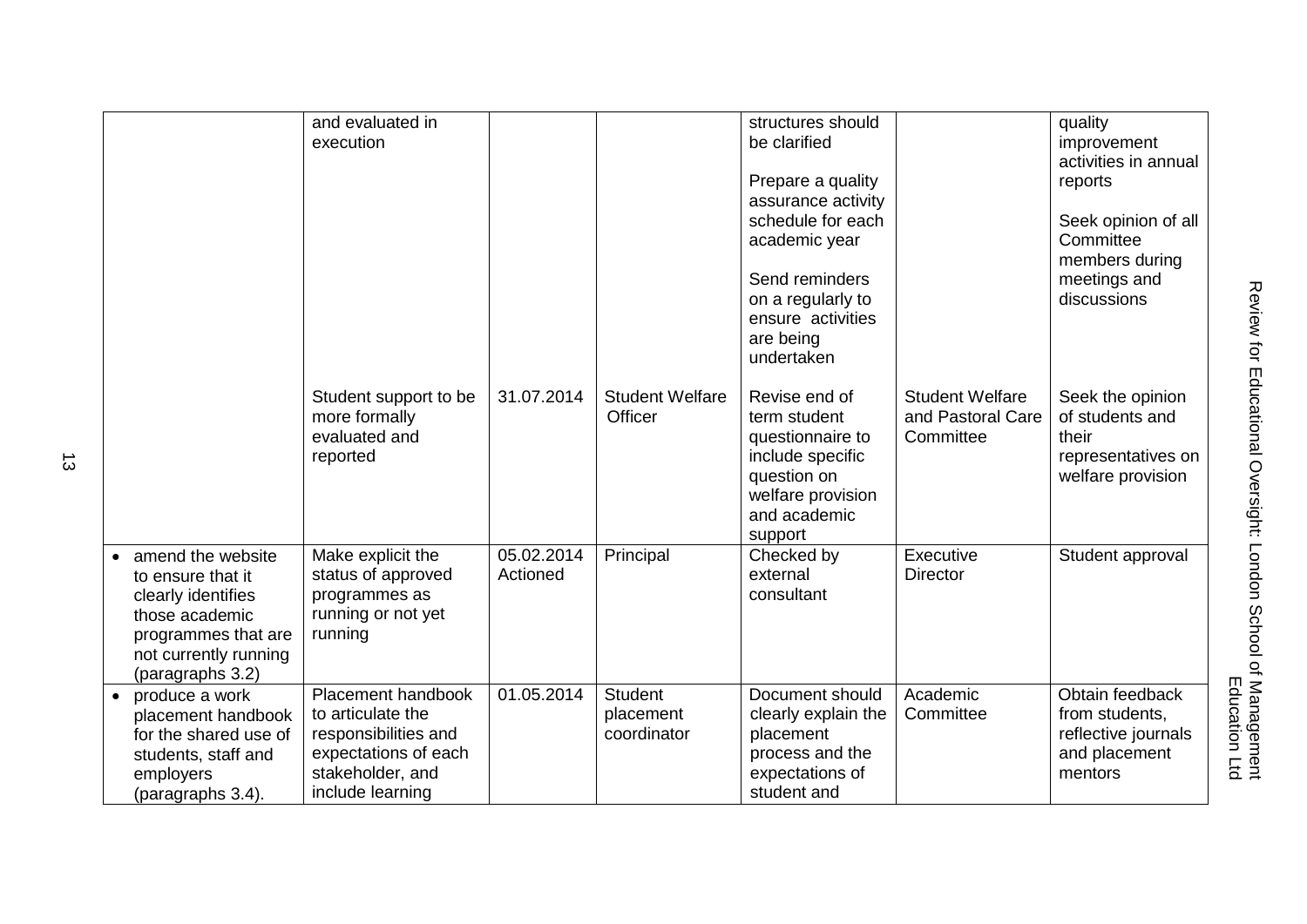| | and evaluated in execution | | | structures should be clarified<br><br>Prepare a quality assurance activity schedule for each academic year<br><br>Send reminders on a regularly to ensure activities are being undertaken | | quality improvement activities in annual reports<br><br>Seek opinion of all Committee members during meetings and discussions |
|---|---|---|---|---|---|---|
| | Student support to be more formally evaluated and reported | 31.07.2014 | Student Welfare Officer | Revise end of term student questionnaire to include specific question on welfare provision and academic support | Student Welfare and Pastoral Care Committee | Seek the opinion of students and their representatives on welfare provision |
| • amend the website to ensure that it clearly identifies those academic programmes that are not currently running (paragraphs 3.2) | Make explicit the status of approved programmes as running or not yet running | 05.02.2014 Actioned | Principal | Checked by external consultant | Executive Director | Student approval |
| • produce a work placement handbook for the shared use of students, staff and employers (paragraphs 3.4). | Placement handbook to articulate the responsibilities and expectations of each stakeholder, and include learning | 01.05.2014 | Student placement coordinator | Document should clearly explain the placement process and the expectations of student and | Academic Committee | Obtain feedback from students, reflective journals and placement mentors |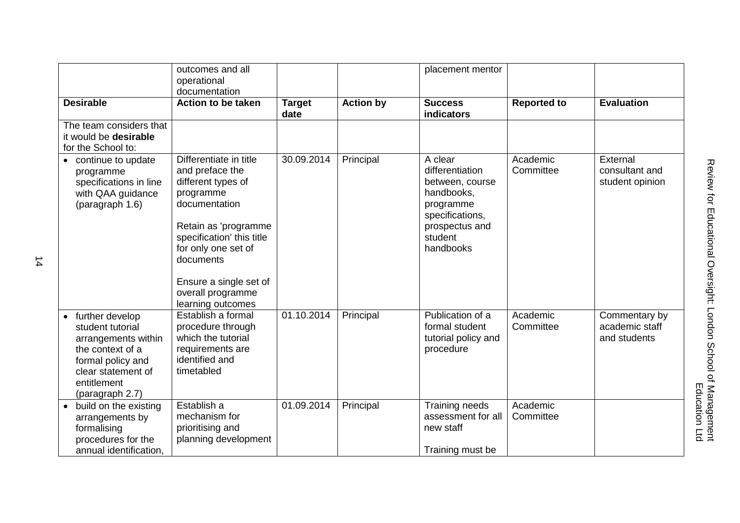| | outcomes and all operational documentation | | | placement mentor | | |
|---|---|---|---|---|---|---|
| **Desirable** | **Action to be taken** | **Target date** | **Action by** | **Success indicators** | **Reported to** | **Evaluation** |
| The team considers that it would be **desirable** for the School to: | | | | | | |
| • continue to update programme specifications in line with QAA guidance (paragraph 1.6) | Differentiate in title and preface the different types of programme documentation<br><br>Retain as 'programme specification' this title for only one set of documents<br><br>Ensure a single set of overall programme learning outcomes | 30.09.2014 | Principal | A clear differentiation between, course handbooks, programme specifications, prospectus and student handbooks | Academic Committee | External consultant and student opinion |
| • further develop student tutorial arrangements within the context of a formal policy and clear statement of entitlement (paragraph 2.7) | Establish a formal procedure through which the tutorial requirements are identified and timetabled | 01.10.2014 | Principal | Publication of a formal student tutorial policy and procedure | Academic Committee | Commentary by academic staff and students |
| • build on the existing arrangements by formalising procedures for the annual identification, | Establish a mechanism for prioritising and planning development | 01.09.2014 | Principal | Training needs assessment for all new staff<br><br>Training must be | Academic Committee | |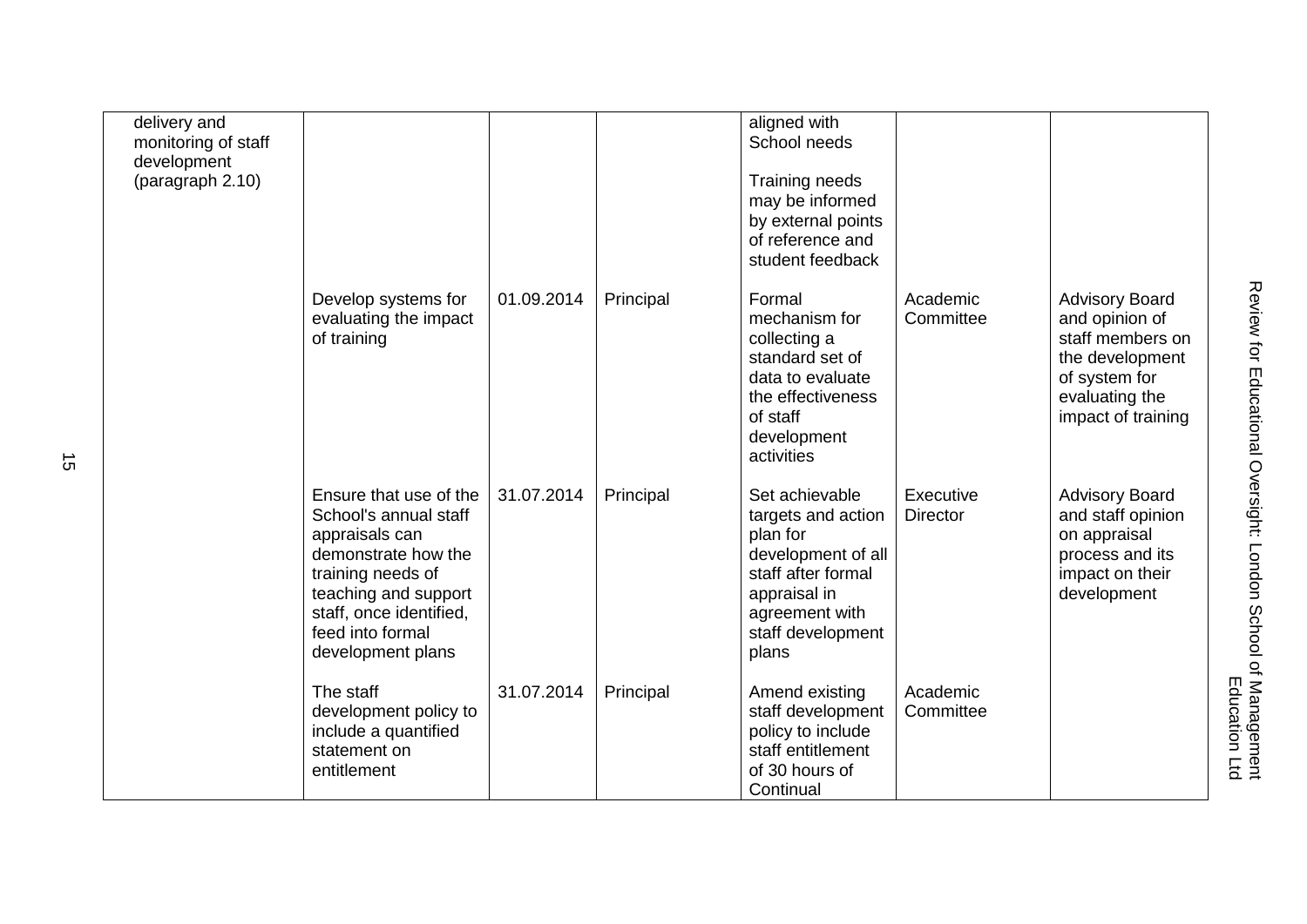| | | | | | | |
|---|---|---|---|---|---|---|
| delivery and monitoring of staff development (paragraph 2.10) | | | | aligned with School needs<br><br>Training needs may be informed by external points of reference and student feedback | | |
| | Develop systems for evaluating the impact of training | 01.09.2014 | Principal | Formal mechanism for collecting a standard set of data to evaluate the effectiveness of staff development activities | Academic Committee | Advisory Board and opinion of staff members on the development of system for evaluating the impact of training |
| | Ensure that use of the School's annual staff appraisals can demonstrate how the training needs of teaching and support staff, once identified, feed into formal development plans | 31.07.2014 | Principal | Set achievable targets and action plan for development of all staff after formal appraisal in agreement with staff development plans | Executive Director | Advisory Board and staff opinion on appraisal process and its impact on their development |
| | The staff development policy to include a quantified statement on entitlement | 31.07.2014 | Principal | Amend existing staff development policy to include staff entitlement of 30 hours of Continual | Academic Committee | |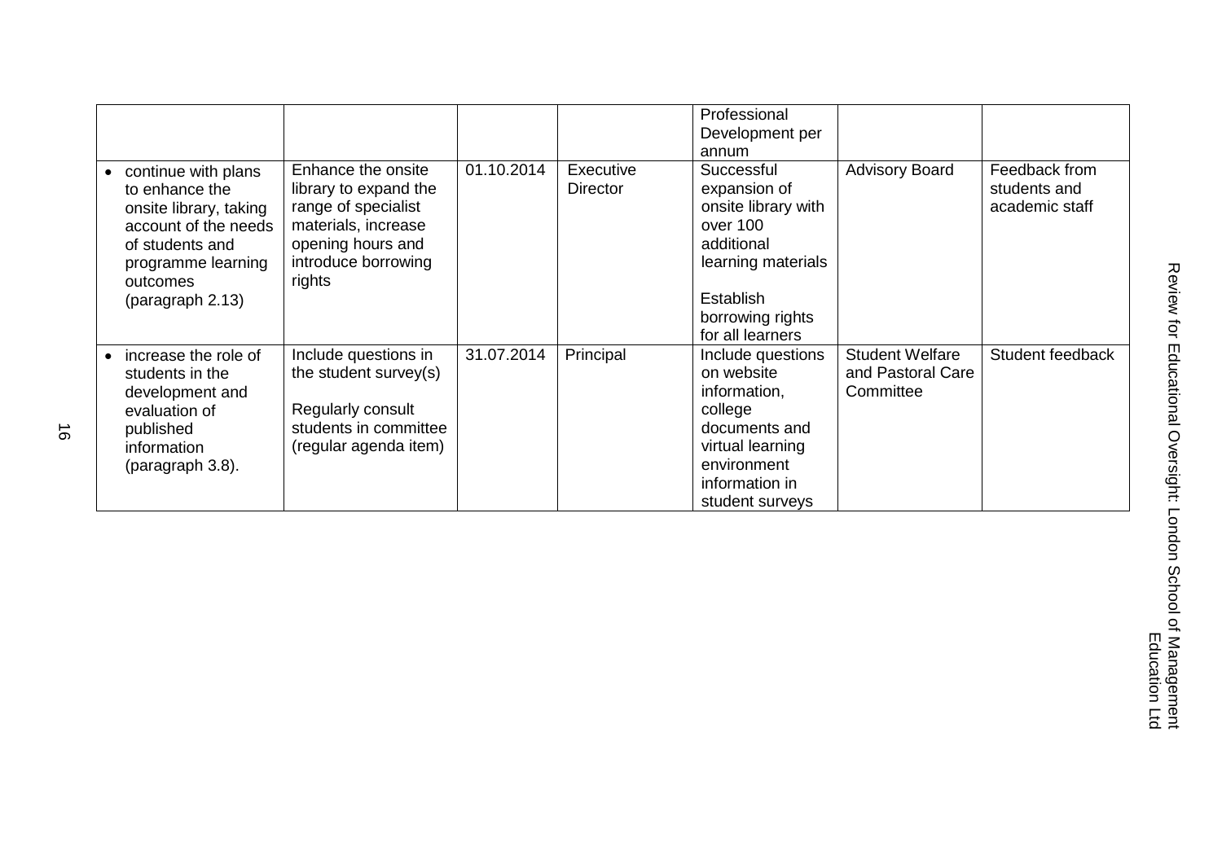| | | | | Professional Development per annum | | |
|---|---|---|---|---|---|---|
| • continue with plans to enhance the onsite library, taking account of the needs of students and programme learning outcomes (paragraph 2.13) | Enhance the onsite library to expand the range of specialist materials, increase opening hours and introduce borrowing rights | 01.10.2014 | Executive Director | Successful expansion of onsite library with over 100 additional learning materials<br><br>Establish borrowing rights for all learners | Advisory Board | Feedback from students and academic staff |
| • increase the role of students in the development and evaluation of published information (paragraph 3.8). | Include questions in the student survey(s)<br><br>Regularly consult students in committee (regular agenda item) | 31.07.2014 | Principal | Include questions on website information, college documents and virtual learning environment information in student surveys | Student Welfare and Pastoral Care Committee | Student feedback |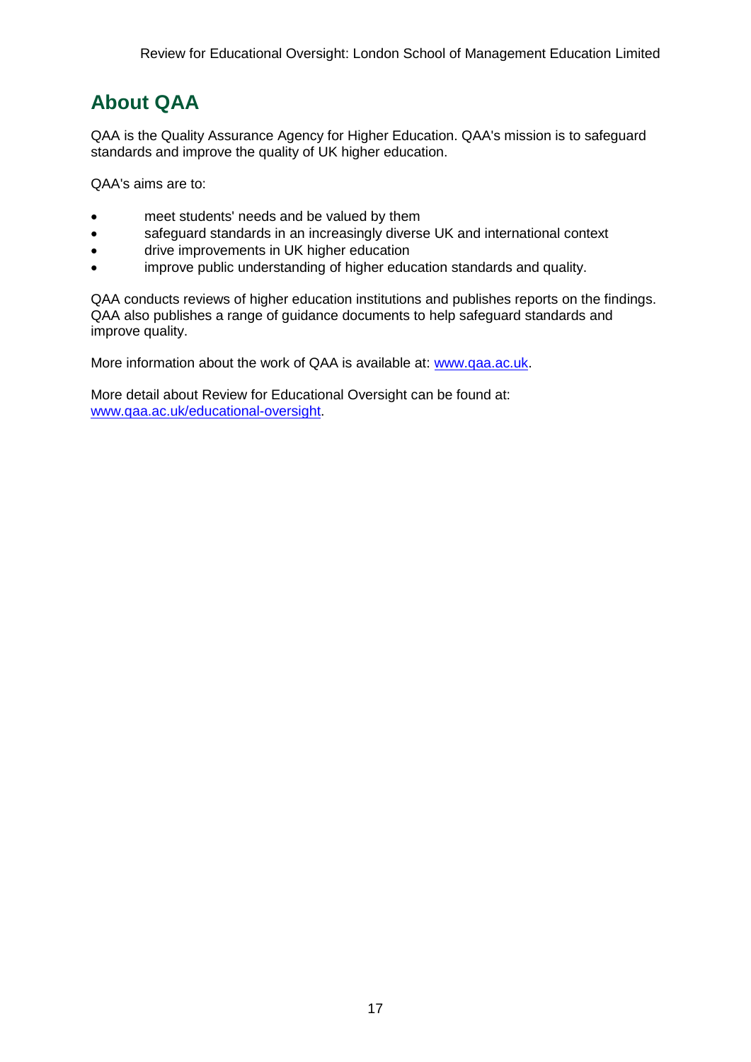## About QAA

QAA is the Quality Assurance Agency for Higher Education. QAA's mission is to safeguard standards and improve the quality of UK higher education.

QAA's aims are to:

- meet students' needs and be valued by them
- safeguard standards in an increasingly diverse UK and international context
- drive improvements in UK higher education
- improve public understanding of higher education standards and quality.

QAA conducts reviews of higher education institutions and publishes reports on the findings. QAA also publishes a range of guidance documents to help safeguard standards and improve quality.

More information about the work of QAA is available at: [www.qaa.ac.uk](http://www.qaa.ac.uk).

More detail about Review for Educational Oversight can be found at: [www.qaa.ac.uk/educational-oversight](http://www.qaa.ac.uk/educational-oversight).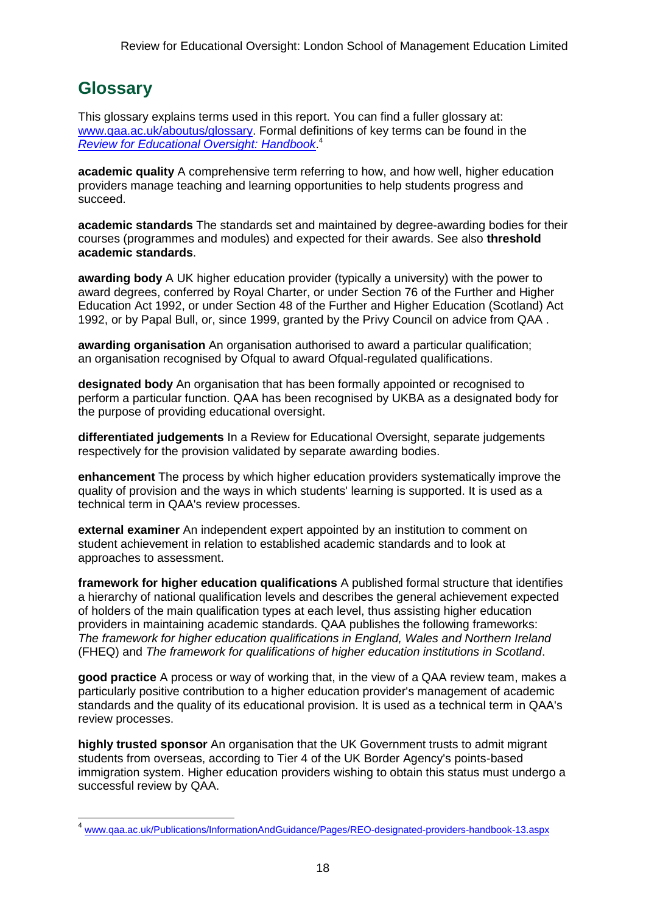## Glossary

This glossary explains terms used in this report. You can find a fuller glossary at: [www.qaa.ac.uk/aboutus/glossary](www.qaa.ac.uk/aboutus/glossary). Formal definitions of key terms can be found in the *[Review for Educational Oversight: Handbook](www.qaa.ac.uk/Publications/InformationAndGuidance/Pages/REO-designated-providers-handbook-13.aspx)*.[4]

**academic quality** A comprehensive term referring to how, and how well, higher education providers manage teaching and learning opportunities to help students progress and succeed.

**academic standards** The standards set and maintained by degree-awarding bodies for their courses (programmes and modules) and expected for their awards. See also **threshold academic standards**.

**awarding body** A UK higher education provider (typically a university) with the power to award degrees, conferred by Royal Charter, or under Section 76 of the Further and Higher Education Act 1992, or under Section 48 of the Further and Higher Education (Scotland) Act 1992, or by Papal Bull, or, since 1999, granted by the Privy Council on advice from QAA .

**awarding organisation** An organisation authorised to award a particular qualification; an organisation recognised by Ofqual to award Ofqual-regulated qualifications.

**designated body** An organisation that has been formally appointed or recognised to perform a particular function. QAA has been recognised by UKBA as a designated body for the purpose of providing educational oversight.

**differentiated judgements** In a Review for Educational Oversight, separate judgements respectively for the provision validated by separate awarding bodies.

**enhancement** The process by which higher education providers systematically improve the quality of provision and the ways in which students' learning is supported. It is used as a technical term in QAA's review processes.

**external examiner** An independent expert appointed by an institution to comment on student achievement in relation to established academic standards and to look at approaches to assessment.

**framework for higher education qualifications** A published formal structure that identifies a hierarchy of national qualification levels and describes the general achievement expected of holders of the main qualification types at each level, thus assisting higher education providers in maintaining academic standards. QAA publishes the following frameworks: *The framework for higher education qualifications in England, Wales and Northern Ireland* (FHEQ) and *The framework for qualifications of higher education institutions in Scotland*.

**good practice** A process or way of working that, in the view of a QAA review team, makes a particularly positive contribution to a higher education provider's management of academic standards and the quality of its educational provision. It is used as a technical term in QAA's review processes.

**highly trusted sponsor** An organisation that the UK Government trusts to admit migrant students from overseas, according to Tier 4 of the UK Border Agency's points-based immigration system. Higher education providers wishing to obtain this status must undergo a successful review by QAA.

---

[4] [www.qaa.ac.uk/Publications/InformationAndGuidance/Pages/REO-designated-providers-handbook-13.aspx](www.qaa.ac.uk/Publications/InformationAndGuidance/Pages/REO-designated-providers-handbook-13.aspx)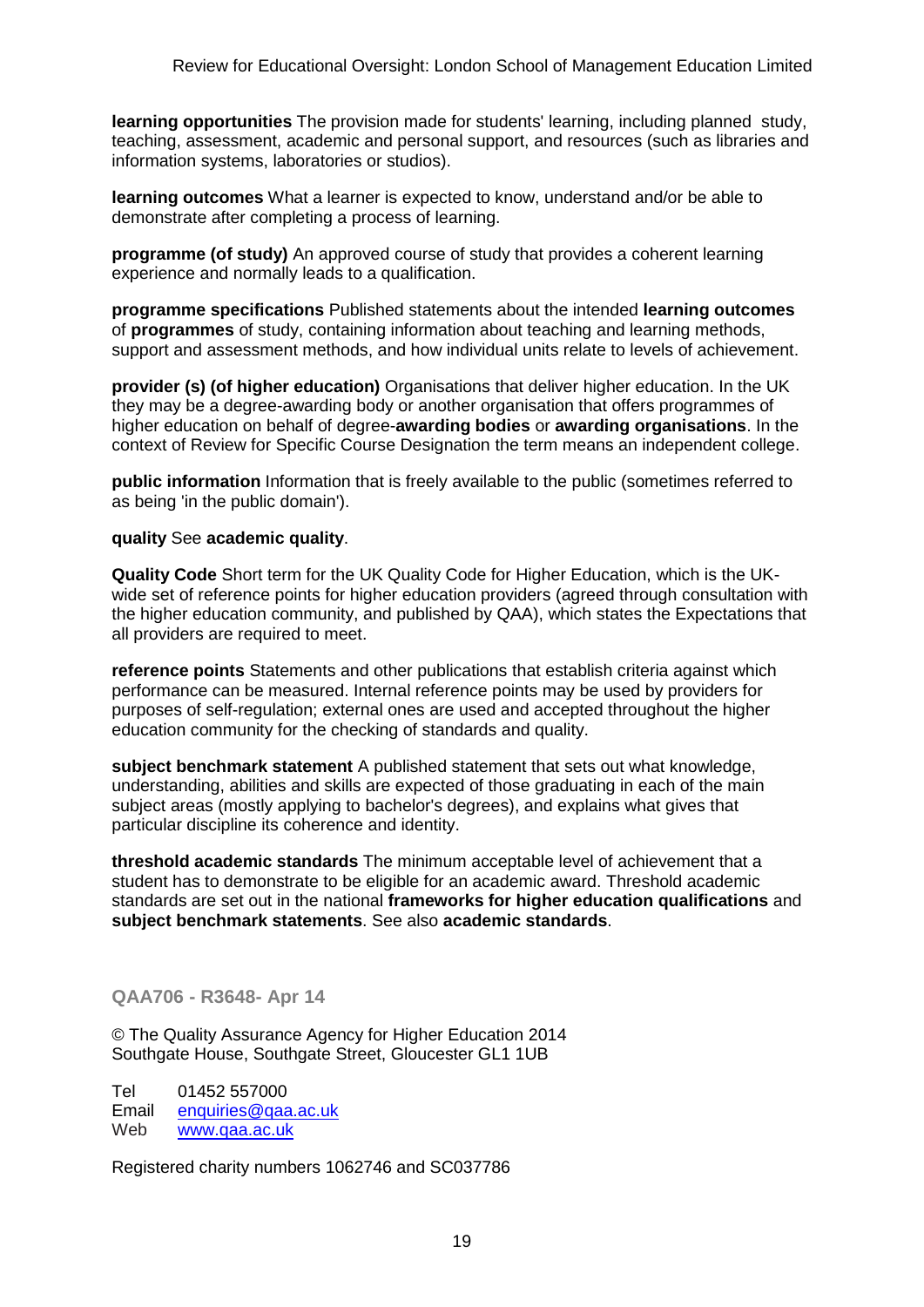**learning opportunities** The provision made for students' learning, including planned study, teaching, assessment, academic and personal support, and resources (such as libraries and information systems, laboratories or studios).

**learning outcomes** What a learner is expected to know, understand and/or be able to demonstrate after completing a process of learning.

**programme (of study)** An approved course of study that provides a coherent learning experience and normally leads to a qualification.

**programme specifications** Published statements about the intended **learning outcomes** of **programmes** of study, containing information about teaching and learning methods, support and assessment methods, and how individual units relate to levels of achievement.

**provider (s) (of higher education)** Organisations that deliver higher education. In the UK they may be a degree-awarding body or another organisation that offers programmes of higher education on behalf of degree-**awarding bodies** or **awarding organisations**. In the context of Review for Specific Course Designation the term means an independent college.

**public information** Information that is freely available to the public (sometimes referred to as being 'in the public domain').

**quality** See **academic quality**.

**Quality Code** Short term for the UK Quality Code for Higher Education, which is the UK-wide set of reference points for higher education providers (agreed through consultation with the higher education community, and published by QAA), which states the Expectations that all providers are required to meet.

**reference points** Statements and other publications that establish criteria against which performance can be measured. Internal reference points may be used by providers for purposes of self-regulation; external ones are used and accepted throughout the higher education community for the checking of standards and quality.

**subject benchmark statement** A published statement that sets out what knowledge, understanding, abilities and skills are expected of those graduating in each of the main subject areas (mostly applying to bachelor's degrees), and explains what gives that particular discipline its coherence and identity.

**threshold academic standards** The minimum acceptable level of achievement that a student has to demonstrate to be eligible for an academic award. Threshold academic standards are set out in the national **frameworks for higher education qualifications** and **subject benchmark statements**. See also **academic standards**.

**QAA706 - R3648- Apr 14**

© The Quality Assurance Agency for Higher Education 2014
Southgate House, Southgate Street, Gloucester GL1 1UB

Tel 01452 557000
Email [enquiries@qaa.ac.uk](mailto:enquiries@qaa.ac.uk)
Web [www.qaa.ac.uk](http://www.qaa.ac.uk)

Registered charity numbers 1062746 and SC037786